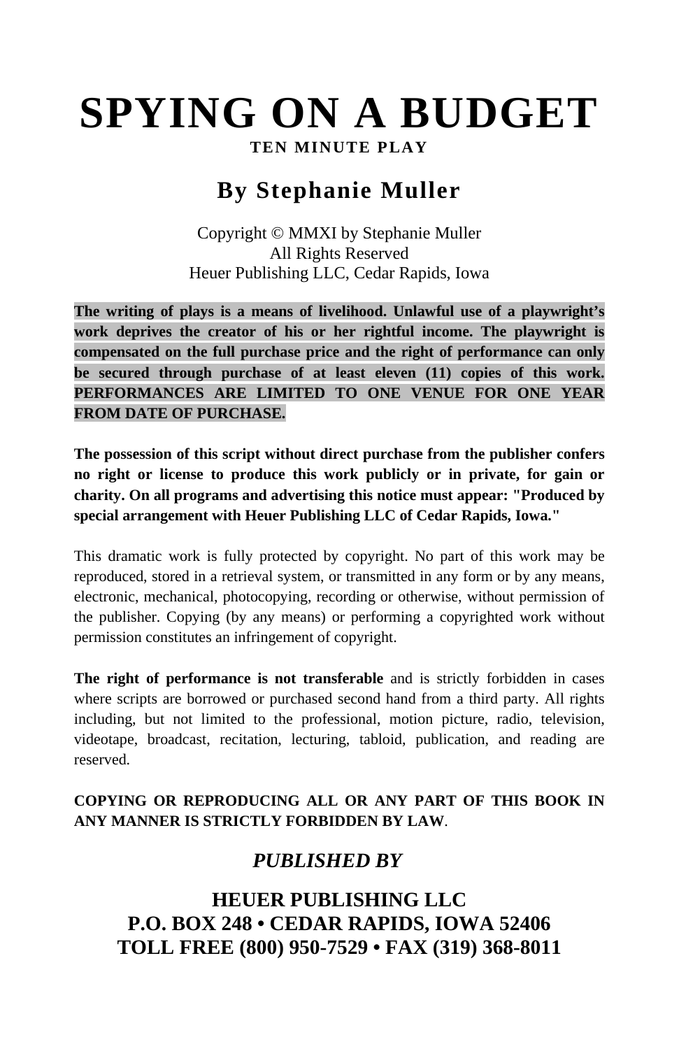# SPYING ON A BUDGET

**TEN MINUTE PLAY**

## By Stephanie Muller

Copyright © MMXI by Stephanie Muller
All Rights Reserved
Heuer Publishing LLC, Cedar Rapids, Iowa

**The writing of plays is a means of livelihood. Unlawful use of a playwright's work deprives the creator of his or her rightful income. The playwright is compensated on the full purchase price and the right of performance can only be secured through purchase of at least eleven (11) copies of this work. PERFORMANCES ARE LIMITED TO ONE VENUE FOR ONE YEAR FROM DATE OF PURCHASE.**

**The possession of this script without direct purchase from the publisher confers no right or license to produce this work publicly or in private, for gain or charity. On all programs and advertising this notice must appear: "Produced by special arrangement with Heuer Publishing LLC of Cedar Rapids, Iowa."**

This dramatic work is fully protected by copyright. No part of this work may be reproduced, stored in a retrieval system, or transmitted in any form or by any means, electronic, mechanical, photocopying, recording or otherwise, without permission of the publisher. Copying (by any means) or performing a copyrighted work without permission constitutes an infringement of copyright.

**The right of performance is not transferable** and is strictly forbidden in cases where scripts are borrowed or purchased second hand from a third party. All rights including, but not limited to the professional, motion picture, radio, television, videotape, broadcast, recitation, lecturing, tabloid, publication, and reading are reserved.

**COPYING OR REPRODUCING ALL OR ANY PART OF THIS BOOK IN ANY MANNER IS STRICTLY FORBIDDEN BY LAW**.

***PUBLISHED BY***

**HEUER PUBLISHING LLC**
**P.O. BOX 248 • CEDAR RAPIDS, IOWA 52406**
**TOLL FREE (800) 950-7529 • FAX (319) 368-8011**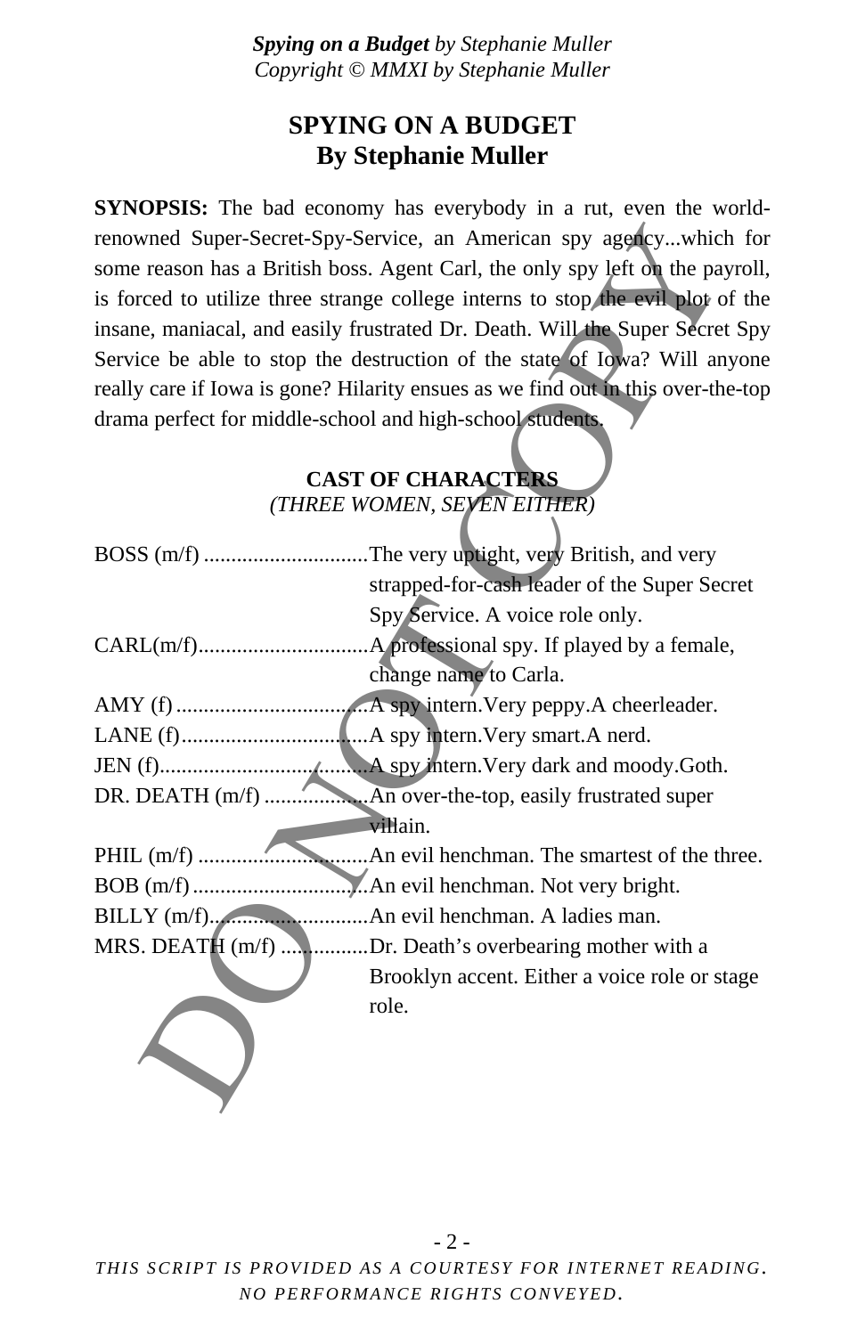# SPYING ON A BUDGET
## By Stephanie Muller

**SYNOPSIS:** The bad economy has everybody in a rut, even the world-renowned Super-Secret-Spy-Service, an American spy agency...which for some reason has a British boss. Agent Carl, the only spy left on the payroll, is forced to utilize three strange college interns to stop the evil plot of the insane, maniacal, and easily frustrated Dr. Death. Will the Super Secret Spy Service be able to stop the destruction of the state of Iowa? Will anyone really care if Iowa is gone? Hilarity ensues as we find out in this over-the-top drama perfect for middle-school and high-school students.

### CAST OF CHARACTERS
*(THREE WOMEN, SEVEN EITHER)*

BOSS (m/f) ..............................The very uptight, very British, and very strapped-for-cash leader of the Super Secret Spy Service. A voice role only.

CARL(m/f)...............................A professional spy. If played by a female, change name to Carla.

AMY (f)...................................A spy intern.Very peppy.A cheerleader.

LANE (f)..................................A spy intern.Very smart.A nerd.

JEN (f).....................................A spy intern.Very dark and moody.Goth.

DR. DEATH (m/f) ...................An over-the-top, easily frustrated super villain.

PHIL (m/f) ...............................An evil henchman. The smartest of the three.

BOB (m/f)................................An evil henchman. Not very bright.

BILLY (m/f).............................An evil henchman. A ladies man.

MRS. DEATH (m/f) ................Dr. Death's overbearing mother with a Brooklyn accent. Either a voice role or stage role.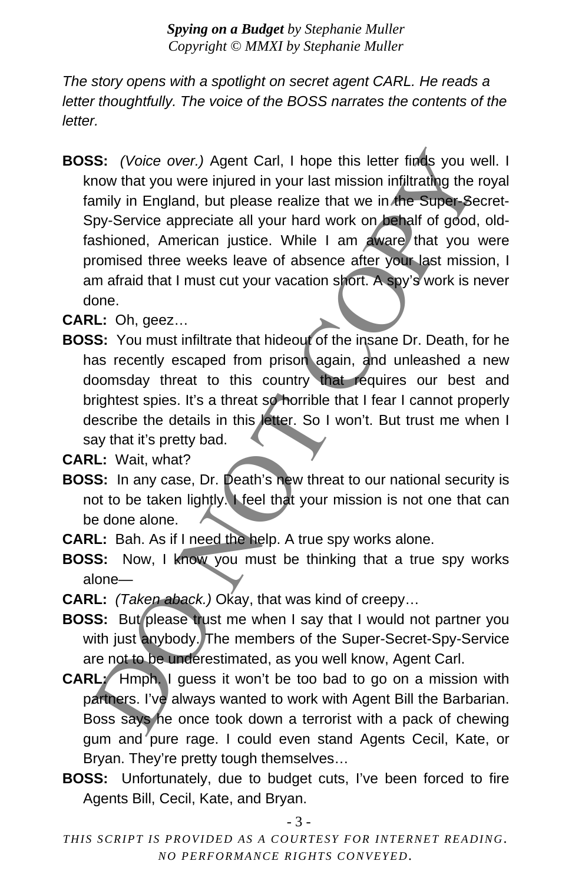*The story opens with a spotlight on secret agent CARL. He reads a letter thoughtfully. The voice of the BOSS narrates the contents of the letter.*

**BOSS:** *(Voice over.)* Agent Carl, I hope this letter finds you well. I know that you were injured in your last mission infiltrating the royal family in England, but please realize that we in the Super-Secret-Spy-Service appreciate all your hard work on behalf of good, old-fashioned, American justice. While I am aware that you were promised three weeks leave of absence after your last mission, I am afraid that I must cut your vacation short. A spy's work is never done.

**CARL:** Oh, geez…

**BOSS:** You must infiltrate that hideout of the insane Dr. Death, for he has recently escaped from prison again, and unleashed a new doomsday threat to this country that requires our best and brightest spies. It's a threat so horrible that I fear I cannot properly describe the details in this letter. So I won't. But trust me when I say that it's pretty bad.

**CARL:** Wait, what?

**BOSS:** In any case, Dr. Death's new threat to our national security is not to be taken lightly. I feel that your mission is not one that can be done alone.

**CARL:** Bah. As if I need the help. A true spy works alone.

**BOSS:** Now, I know you must be thinking that a true spy works alone—

**CARL:** *(Taken aback.)* Okay, that was kind of creepy…

**BOSS:** But please trust me when I say that I would not partner you with just anybody. The members of the Super-Secret-Spy-Service are not to be underestimated, as you well know, Agent Carl.

**CARL:** Hmph. I guess it won't be too bad to go on a mission with partners. I've always wanted to work with Agent Bill the Barbarian. Boss says he once took down a terrorist with a pack of chewing gum and pure rage. I could even stand Agents Cecil, Kate, or Bryan. They're pretty tough themselves…

**BOSS:** Unfortunately, due to budget cuts, I've been forced to fire Agents Bill, Cecil, Kate, and Bryan.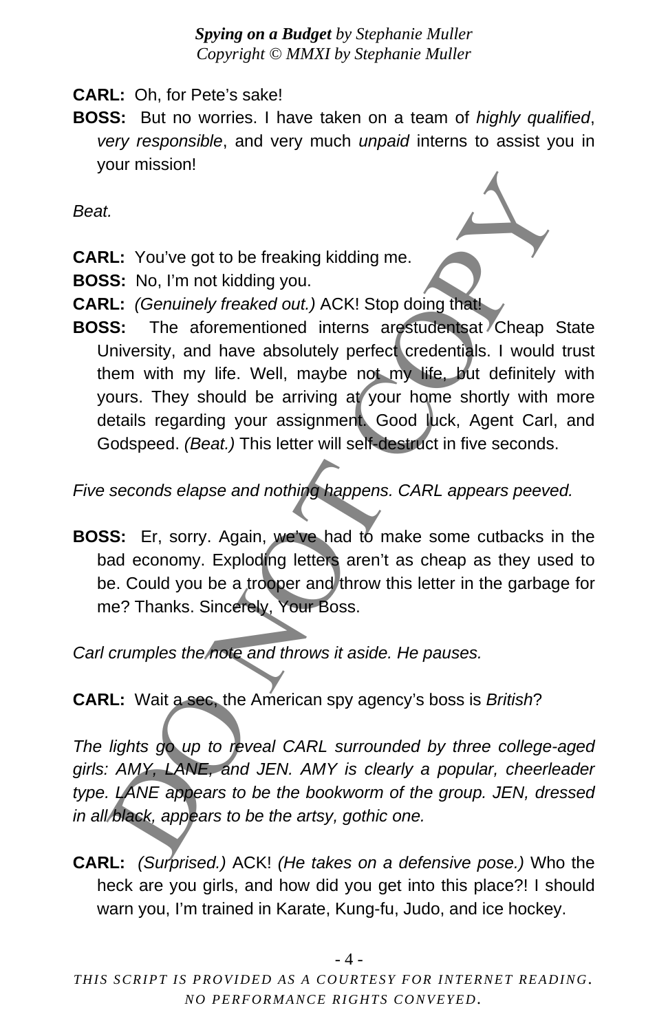**CARL:** Oh, for Pete's sake!

**BOSS:** But no worries. I have taken on a team of *highly qualified*, *very responsible*, and very much *unpaid* interns to assist you in your mission!

*Beat.*

**CARL:** You've got to be freaking kidding me.

**BOSS:** No, I'm not kidding you.

**CARL:** *(Genuinely freaked out.)* ACK! Stop doing that!

**BOSS:** The aforementioned interns arestudentsat Cheap State University, and have absolutely perfect credentials. I would trust them with my life. Well, maybe not my life, but definitely with yours. They should be arriving at your home shortly with more details regarding your assignment. Good luck, Agent Carl, and Godspeed. *(Beat.)* This letter will self-destruct in five seconds.

*Five seconds elapse and nothing happens. CARL appears peeved.*

**BOSS:** Er, sorry. Again, we've had to make some cutbacks in the bad economy. Exploding letters aren't as cheap as they used to be. Could you be a trooper and throw this letter in the garbage for me? Thanks. Sincerely, Your Boss.

*Carl crumples the note and throws it aside. He pauses.*

**CARL:** Wait a sec, the American spy agency's boss is *British*?

*The lights go up to reveal CARL surrounded by three college-aged girls: AMY, LANE, and JEN. AMY is clearly a popular, cheerleader type. LANE appears to be the bookworm of the group. JEN, dressed in all black, appears to be the artsy, gothic one.*

**CARL:** *(Surprised.)* ACK! *(He takes on a defensive pose.)* Who the heck are you girls, and how did you get into this place?! I should warn you, I'm trained in Karate, Kung-fu, Judo, and ice hockey.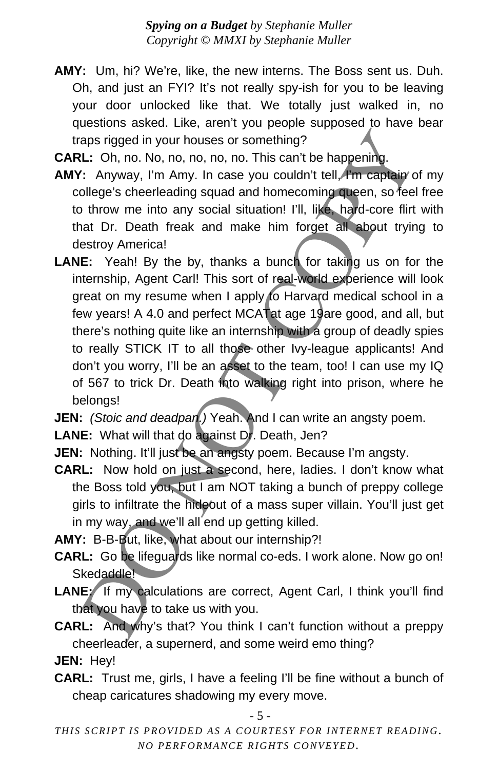**AMY:** Um, hi? We're, like, the new interns. The Boss sent us. Duh. Oh, and just an FYI? It's not really spy-ish for you to be leaving your door unlocked like that. We totally just walked in, no questions asked. Like, aren't you people supposed to have bear traps rigged in your houses or something?

**CARL:** Oh, no. No, no, no, no, no. This can't be happening.

**AMY:** Anyway, I'm Amy. In case you couldn't tell, I'm captain of my college's cheerleading squad and homecoming queen, so feel free to throw me into any social situation! I'll, like, hard-core flirt with that Dr. Death freak and make him forget all about trying to destroy America!

**LANE:** Yeah! By the by, thanks a bunch for taking us on for the internship, Agent Carl! This sort of real-world experience will look great on my resume when I apply to Harvard medical school in a few years! A 4.0 and perfect MCATat age 19are good, and all, but there's nothing quite like an internship with a group of deadly spies to really STICK IT to all those other Ivy-league applicants! And don't you worry, I'll be an asset to the team, too! I can use my IQ of 567 to trick Dr. Death into walking right into prison, where he belongs!

**JEN:** *(Stoic and deadpan.)* Yeah. And I can write an angsty poem.

**LANE:** What will that do against Dr. Death, Jen?

**JEN:** Nothing. It'll just be an angsty poem. Because I'm angsty.

**CARL:** Now hold on just a second, here, ladies. I don't know what the Boss told you, but I am NOT taking a bunch of preppy college girls to infiltrate the hideout of a mass super villain. You'll just get in my way, and we'll all end up getting killed.

**AMY:** B-B-But, like, what about our internship?!

**CARL:** Go be lifeguards like normal co-eds. I work alone. Now go on! Skedaddle!

**LANE:** If my calculations are correct, Agent Carl, I think you'll find that you have to take us with you.

**CARL:** And why's that? You think I can't function without a preppy cheerleader, a supernerd, and some weird emo thing?

**JEN:** Hey!

**CARL:** Trust me, girls, I have a feeling I'll be fine without a bunch of cheap caricatures shadowing my every move.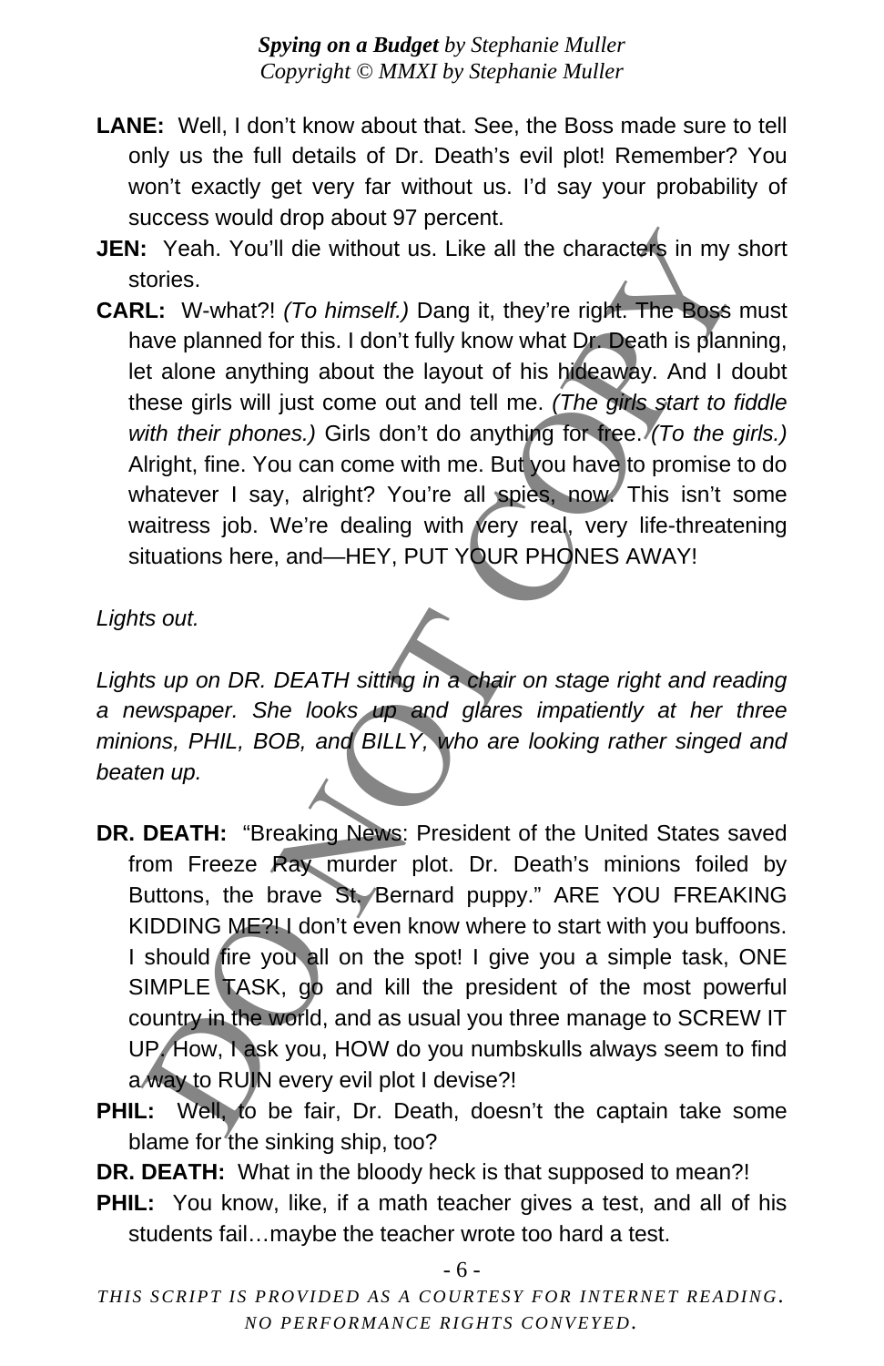**LANE:** Well, I don't know about that. See, the Boss made sure to tell only us the full details of Dr. Death's evil plot! Remember? You won't exactly get very far without us. I'd say your probability of success would drop about 97 percent.

**JEN:** Yeah. You'll die without us. Like all the characters in my short stories.

**CARL:** W-what?! *(To himself.)* Dang it, they're right. The Boss must have planned for this. I don't fully know what Dr. Death is planning, let alone anything about the layout of his hideaway. And I doubt these girls will just come out and tell me. *(The girls start to fiddle with their phones.)* Girls don't do anything for free. *(To the girls.)* Alright, fine. You can come with me. But you have to promise to do whatever I say, alright? You're all spies, now. This isn't some waitress job. We're dealing with very real, very life-threatening situations here, and—HEY, PUT YOUR PHONES AWAY!

*Lights out.*

*Lights up on DR. DEATH sitting in a chair on stage right and reading a newspaper. She looks up and glares impatiently at her three minions, PHIL, BOB, and BILLY, who are looking rather singed and beaten up.*

**DR. DEATH:** "Breaking News: President of the United States saved from Freeze Ray murder plot. Dr. Death's minions foiled by Buttons, the brave St. Bernard puppy." ARE YOU FREAKING KIDDING ME?! I don't even know where to start with you buffoons. I should fire you all on the spot! I give you a simple task, ONE SIMPLE TASK, go and kill the president of the most powerful country in the world, and as usual you three manage to SCREW IT UP. How, I ask you, HOW do you numbskulls always seem to find a way to RUIN every evil plot I devise?!

**PHIL:** Well, to be fair, Dr. Death, doesn't the captain take some blame for the sinking ship, too?

**DR. DEATH:** What in the bloody heck is that supposed to mean?!

**PHIL:** You know, like, if a math teacher gives a test, and all of his students fail…maybe the teacher wrote too hard a test.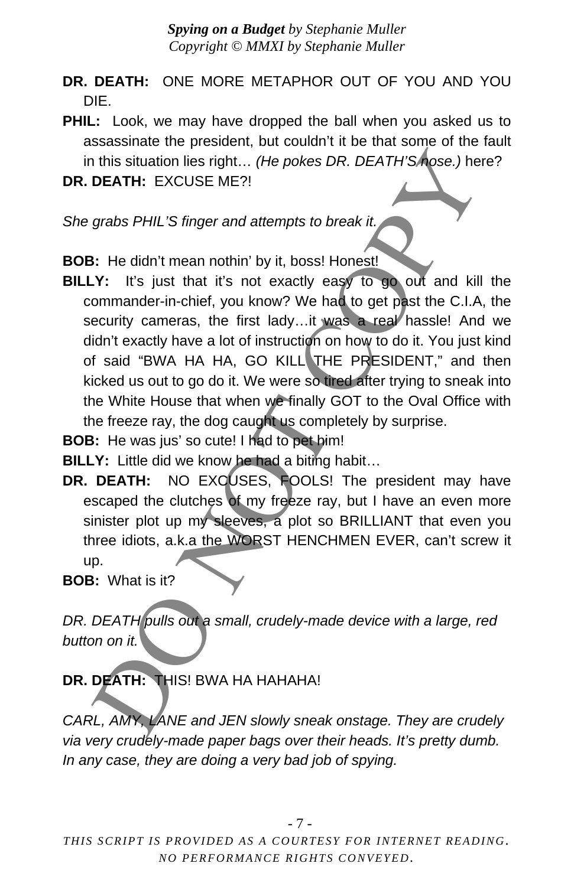**DR. DEATH:** ONE MORE METAPHOR OUT OF YOU AND YOU DIE.

**PHIL:** Look, we may have dropped the ball when you asked us to assassinate the president, but couldn't it be that some of the fault in this situation lies right… *(He pokes DR. DEATH'S nose.)* here?

**DR. DEATH:** EXCUSE ME?!

*She grabs PHIL'S finger and attempts to break it.*

**BOB:** He didn't mean nothin' by it, boss! Honest!

**BILLY:** It's just that it's not exactly easy to go out and kill the commander-in-chief, you know? We had to get past the C.I.A, the security cameras, the first lady…it was a real hassle! And we didn't exactly have a lot of instruction on how to do it. You just kind of said "BWA HA HA, GO KILL THE PRESIDENT," and then kicked us out to go do it. We were so tired after trying to sneak into the White House that when we finally GOT to the Oval Office with the freeze ray, the dog caught us completely by surprise.

**BOB:** He was jus' so cute! I had to pet him!

**BILLY:** Little did we know he had a biting habit…

**DR. DEATH:** NO EXCUSES, FOOLS! The president may have escaped the clutches of my freeze ray, but I have an even more sinister plot up my sleeves, a plot so BRILLIANT that even you three idiots, a.k.a the WORST HENCHMEN EVER, can't screw it up.

**BOB:** What is it?

*DR. DEATH pulls out a small, crudely-made device with a large, red button on it.*

**DR. DEATH:** THIS! BWA HA HAHAHA!

*CARL, AMY, LANE and JEN slowly sneak onstage. They are crudely via very crudely-made paper bags over their heads. It's pretty dumb. In any case, they are doing a very bad job of spying.*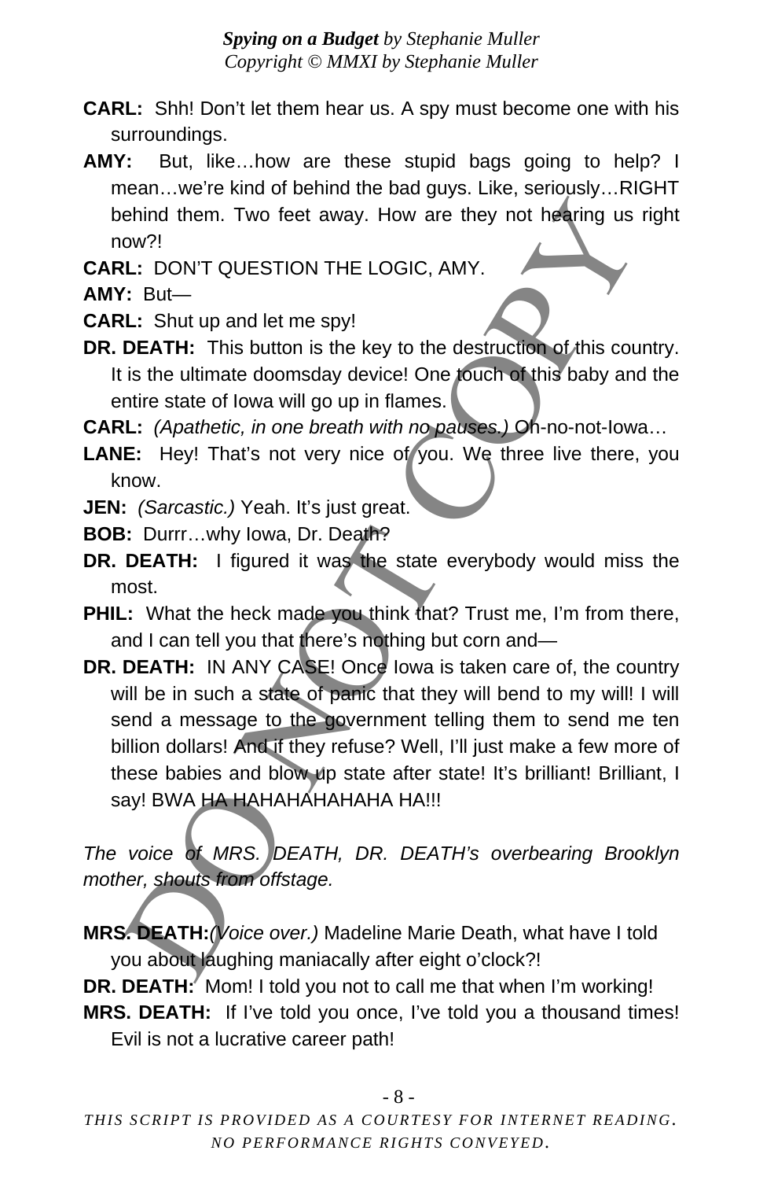**CARL:** Shh! Don't let them hear us. A spy must become one with his surroundings.

**AMY:** But, like…how are these stupid bags going to help? I mean…we're kind of behind the bad guys. Like, seriously…RIGHT behind them. Two feet away. How are they not hearing us right now?!

**CARL:** DON'T QUESTION THE LOGIC, AMY.

**AMY:** But—

**CARL:** Shut up and let me spy!

**DR. DEATH:** This button is the key to the destruction of this country. It is the ultimate doomsday device! One touch of this baby and the entire state of Iowa will go up in flames.

**CARL:** *(Apathetic, in one breath with no pauses.)* Oh-no-not-Iowa…

**LANE:** Hey! That's not very nice of you. We three live there, you know.

**JEN:** *(Sarcastic.)* Yeah. It's just great.

**BOB:** Durrr…why Iowa, Dr. Death?

**DR. DEATH:** I figured it was the state everybody would miss the most.

**PHIL:** What the heck made you think that? Trust me, I'm from there, and I can tell you that there's nothing but corn and—

**DR. DEATH:** IN ANY CASE! Once Iowa is taken care of, the country will be in such a state of panic that they will bend to my will! I will send a message to the government telling them to send me ten billion dollars! And if they refuse? Well, I'll just make a few more of these babies and blow up state after state! It's brilliant! Brilliant, I say! BWA HA HAHAHAHAHAHA HA!!!

*The voice of MRS. DEATH, DR. DEATH's overbearing Brooklyn mother, shouts from offstage.*

**MRS. DEATH:** *(Voice over.)* Madeline Marie Death, what have I told you about laughing maniacally after eight o'clock?!

**DR. DEATH:** Mom! I told you not to call me that when I'm working!

**MRS. DEATH:** If I've told you once, I've told you a thousand times! Evil is not a lucrative career path!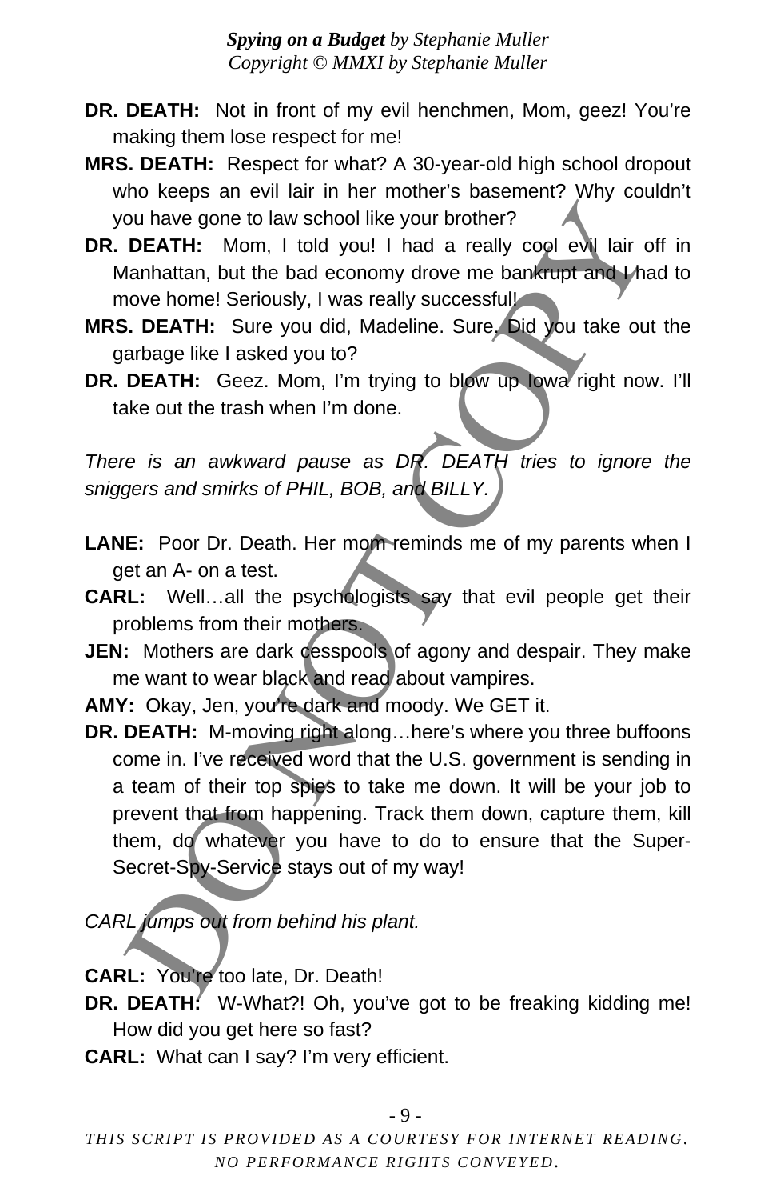**DR. DEATH:** Not in front of my evil henchmen, Mom, geez! You're making them lose respect for me!

**MRS. DEATH:** Respect for what? A 30-year-old high school dropout who keeps an evil lair in her mother's basement? Why couldn't you have gone to law school like your brother?

**DR. DEATH:** Mom, I told you! I had a really cool evil lair off in Manhattan, but the bad economy drove me bankrupt and I had to move home! Seriously, I was really successful!

**MRS. DEATH:** Sure you did, Madeline. Sure. Did you take out the garbage like I asked you to?

**DR. DEATH:** Geez. Mom, I'm trying to blow up Iowa right now. I'll take out the trash when I'm done.

*There is an awkward pause as DR. DEATH tries to ignore the sniggers and smirks of PHIL, BOB, and BILLY.*

**LANE:** Poor Dr. Death. Her mom reminds me of my parents when I get an A- on a test.

**CARL:** Well…all the psychologists say that evil people get their problems from their mothers.

**JEN:** Mothers are dark cesspools of agony and despair. They make me want to wear black and read about vampires.

**AMY:** Okay, Jen, you're dark and moody. We GET it.

**DR. DEATH:** M-moving right along…here's where you three buffoons come in. I've received word that the U.S. government is sending in a team of their top spies to take me down. It will be your job to prevent that from happening. Track them down, capture them, kill them, do whatever you have to do to ensure that the Super-Secret-Spy-Service stays out of my way!

*CARL jumps out from behind his plant.*

**CARL:** You're too late, Dr. Death!

**DR. DEATH:** W-What?! Oh, you've got to be freaking kidding me! How did you get here so fast?

**CARL:** What can I say? I'm very efficient.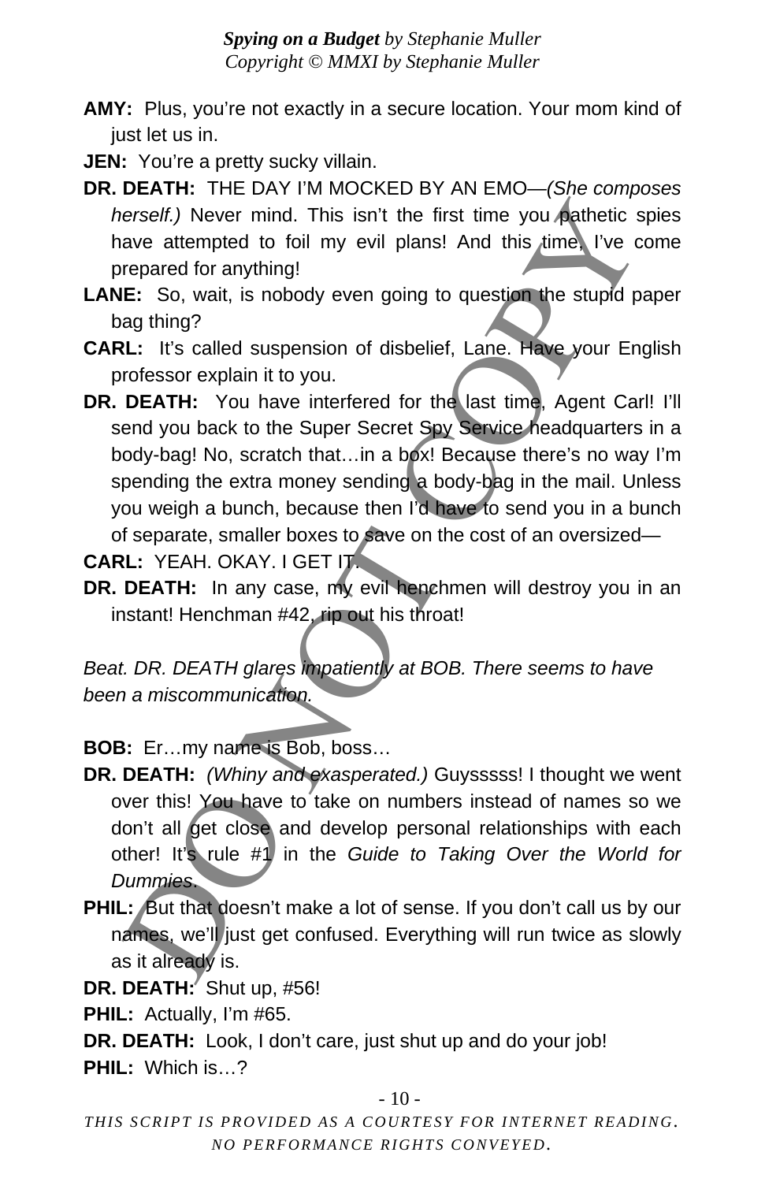**AMY:** Plus, you're not exactly in a secure location. Your mom kind of just let us in.

**JEN:** You're a pretty sucky villain.

**DR. DEATH:** THE DAY I'M MOCKED BY AN EMO—*(She composes herself.)* Never mind. This isn't the first time you pathetic spies have attempted to foil my evil plans! And this time, I've come prepared for anything!

**LANE:** So, wait, is nobody even going to question the stupid paper bag thing?

**CARL:** It's called suspension of disbelief, Lane. Have your English professor explain it to you.

**DR. DEATH:** You have interfered for the last time, Agent Carl! I'll send you back to the Super Secret Spy Service headquarters in a body-bag! No, scratch that…in a box! Because there's no way I'm spending the extra money sending a body-bag in the mail. Unless you weigh a bunch, because then I'd have to send you in a bunch of separate, smaller boxes to save on the cost of an oversized—

**CARL:** YEAH. OKAY. I GET IT.

**DR. DEATH:** In any case, my evil henchmen will destroy you in an instant! Henchman #42, rip out his throat!

*Beat. DR. DEATH glares impatiently at BOB. There seems to have been a miscommunication.*

**BOB:** Er…my name is Bob, boss…

**DR. DEATH:** *(Whiny and exasperated.)* Guysssss! I thought we went over this! You have to take on numbers instead of names so we don't all get close and develop personal relationships with each other! It's rule #1 in the *Guide to Taking Over the World for Dummies*.

**PHIL:** But that doesn't make a lot of sense. If you don't call us by our names, we'll just get confused. Everything will run twice as slowly as it already is.

**DR. DEATH:** Shut up, #56!

**PHIL:** Actually, I'm #65.

**DR. DEATH:** Look, I don't care, just shut up and do your job!

**PHIL:** Which is…?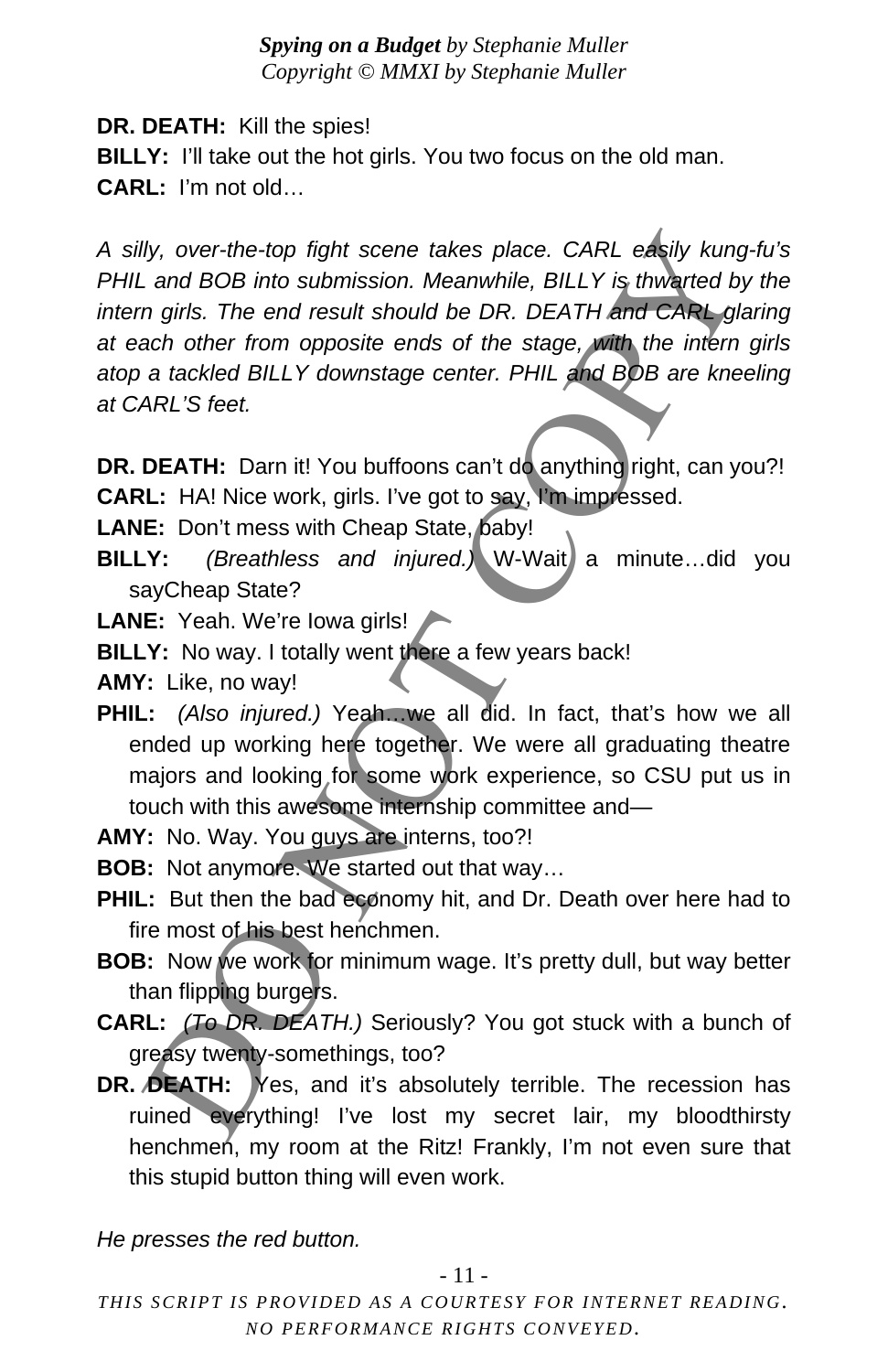**DR. DEATH:** Kill the spies!

**BILLY:** I'll take out the hot girls. You two focus on the old man.

**CARL:** I'm not old…

*A silly, over-the-top fight scene takes place. CARL easily kung-fu's PHIL and BOB into submission. Meanwhile, BILLY is thwarted by the intern girls. The end result should be DR. DEATH and CARL glaring at each other from opposite ends of the stage, with the intern girls atop a tackled BILLY downstage center. PHIL and BOB are kneeling at CARL'S feet.*

**DR. DEATH:** Darn it! You buffoons can't do anything right, can you?!

**CARL:** HA! Nice work, girls. I've got to say, I'm impressed.

**LANE:** Don't mess with Cheap State, baby!

**BILLY:** *(Breathless and injured.)* W-Wait a minute…did you sayCheap State?

**LANE:** Yeah. We're Iowa girls!

**BILLY:** No way. I totally went there a few years back!

**AMY:** Like, no way!

**PHIL:** *(Also injured.)* Yeah…we all did. In fact, that's how we all ended up working here together. We were all graduating theatre majors and looking for some work experience, so CSU put us in touch with this awesome internship committee and—

**AMY:** No. Way. You guys are interns, too?!

**BOB:** Not anymore. We started out that way…

**PHIL:** But then the bad economy hit, and Dr. Death over here had to fire most of his best henchmen.

**BOB:** Now we work for minimum wage. It's pretty dull, but way better than flipping burgers.

**CARL:** *(To DR. DEATH.)* Seriously? You got stuck with a bunch of greasy twenty-somethings, too?

**DR. DEATH:** Yes, and it's absolutely terrible. The recession has ruined everything! I've lost my secret lair, my bloodthirsty henchmen, my room at the Ritz! Frankly, I'm not even sure that this stupid button thing will even work.

*He presses the red button.*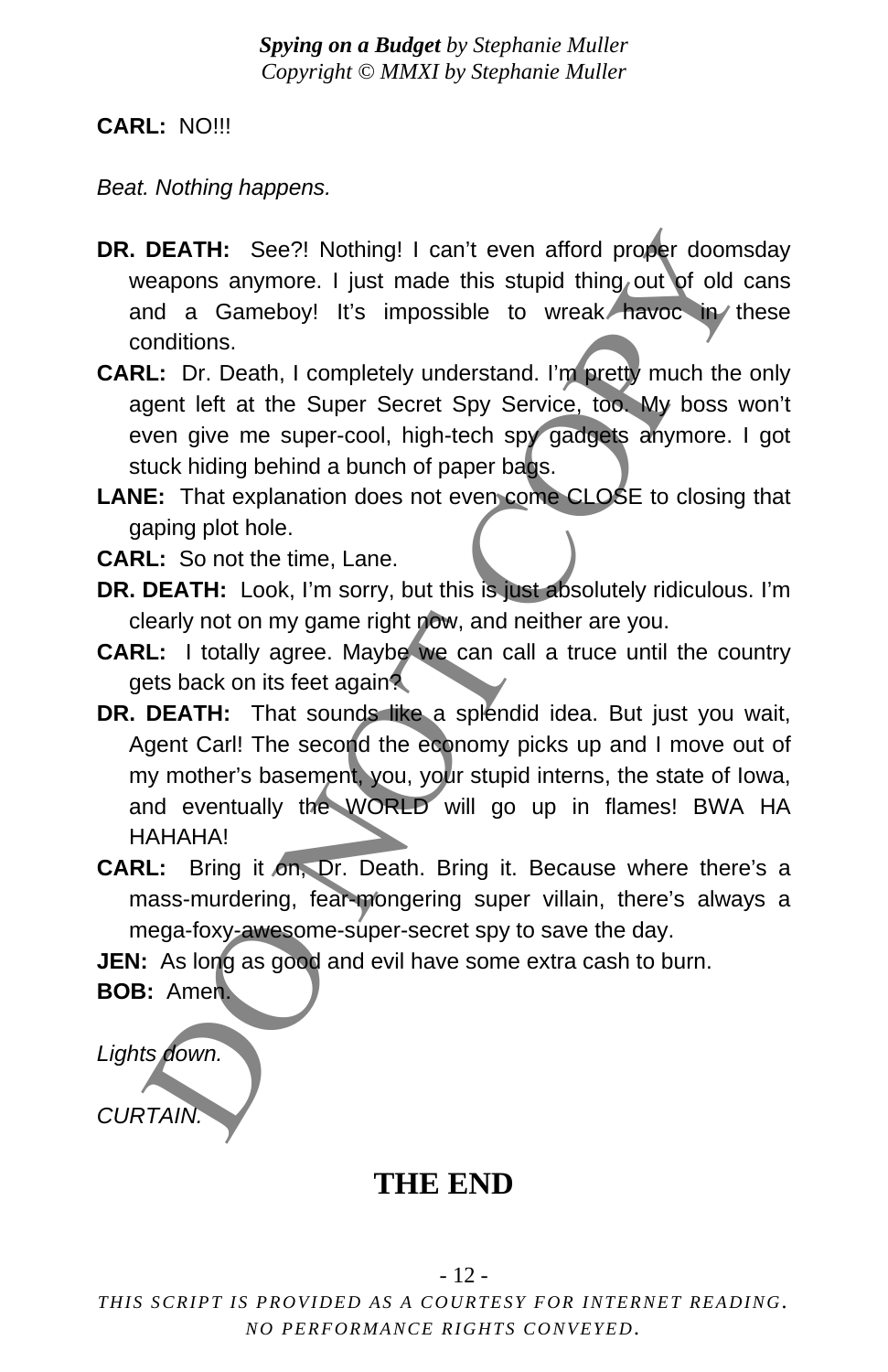**CARL:** NO!!!

*Beat. Nothing happens.*

**DR. DEATH:** See?! Nothing! I can't even afford proper doomsday weapons anymore. I just made this stupid thing out of old cans and a Gameboy! It's impossible to wreak havoc in these conditions.

**CARL:** Dr. Death, I completely understand. I'm pretty much the only agent left at the Super Secret Spy Service, too. My boss won't even give me super-cool, high-tech spy gadgets anymore. I got stuck hiding behind a bunch of paper bags.

**LANE:** That explanation does not even come CLOSE to closing that gaping plot hole.

**CARL:** So not the time, Lane.

**DR. DEATH:** Look, I'm sorry, but this is just absolutely ridiculous. I'm clearly not on my game right now, and neither are you.

**CARL:** I totally agree. Maybe we can call a truce until the country gets back on its feet again?

**DR. DEATH:** That sounds like a splendid idea. But just you wait, Agent Carl! The second the economy picks up and I move out of my mother's basement, you, your stupid interns, the state of Iowa, and eventually the WORLD will go up in flames! BWA HA HAHAHA!

**CARL:** Bring it on, Dr. Death. Bring it. Because where there's a mass-murdering, fear-mongering super villain, there's always a mega-foxy-awesome-super-secret spy to save the day.

**JEN:** As long as good and evil have some extra cash to burn.

**BOB:** Amen.

*Lights down.*

*CURTAIN.*

# THE END